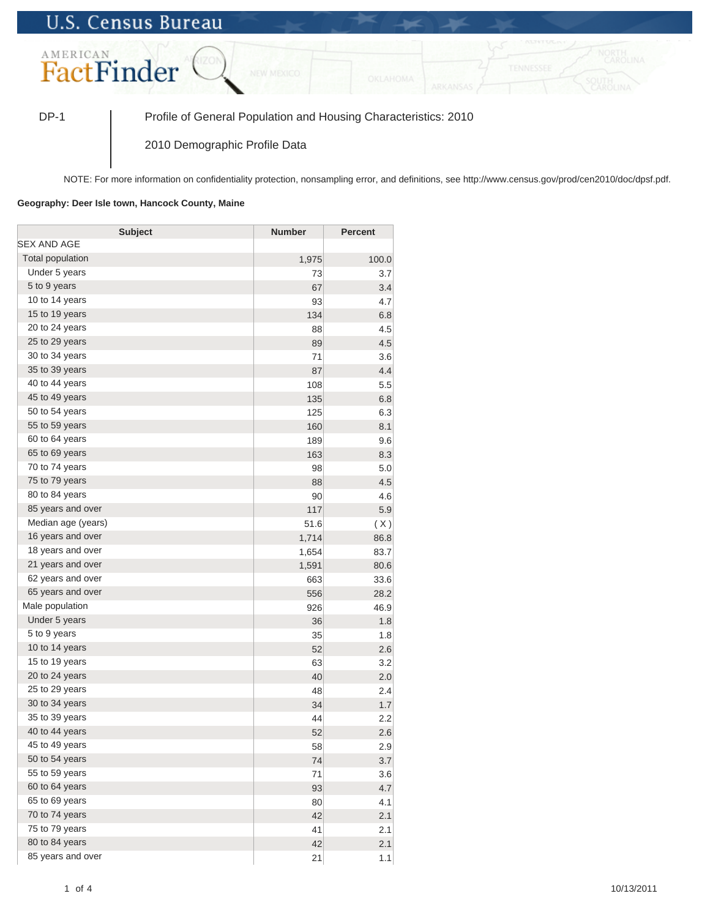U.S. Census Bureau

AMERICAN FactFinder

DP-1 | Profile of General Population and Housing Characteristics: 2010

2010 Demographic Profile Data

NOTE: For more information on confidentiality protection, nonsampling error, and definitions, see http://www.census.gov/prod/cen2010/doc/dpsf.pdf.

**Geography: Deer Isle town, Hancock County, Maine**

| Subject | Number | Percent |
|---|---|---|
| SEX AND AGE | | |
| Total population | 1,975 | 100.0 |
| Under 5 years | 73 | 3.7 |
| 5 to 9 years | 67 | 3.4 |
| 10 to 14 years | 93 | 4.7 |
| 15 to 19 years | 134 | 6.8 |
| 20 to 24 years | 88 | 4.5 |
| 25 to 29 years | 89 | 4.5 |
| 30 to 34 years | 71 | 3.6 |
| 35 to 39 years | 87 | 4.4 |
| 40 to 44 years | 108 | 5.5 |
| 45 to 49 years | 135 | 6.8 |
| 50 to 54 years | 125 | 6.3 |
| 55 to 59 years | 160 | 8.1 |
| 60 to 64 years | 189 | 9.6 |
| 65 to 69 years | 163 | 8.3 |
| 70 to 74 years | 98 | 5.0 |
| 75 to 79 years | 88 | 4.5 |
| 80 to 84 years | 90 | 4.6 |
| 85 years and over | 117 | 5.9 |
| Median age (years) | 51.6 | ( X ) |
| 16 years and over | 1,714 | 86.8 |
| 18 years and over | 1,654 | 83.7 |
| 21 years and over | 1,591 | 80.6 |
| 62 years and over | 663 | 33.6 |
| 65 years and over | 556 | 28.2 |
| Male population | 926 | 46.9 |
| Under 5 years | 36 | 1.8 |
| 5 to 9 years | 35 | 1.8 |
| 10 to 14 years | 52 | 2.6 |
| 15 to 19 years | 63 | 3.2 |
| 20 to 24 years | 40 | 2.0 |
| 25 to 29 years | 48 | 2.4 |
| 30 to 34 years | 34 | 1.7 |
| 35 to 39 years | 44 | 2.2 |
| 40 to 44 years | 52 | 2.6 |
| 45 to 49 years | 58 | 2.9 |
| 50 to 54 years | 74 | 3.7 |
| 55 to 59 years | 71 | 3.6 |
| 60 to 64 years | 93 | 4.7 |
| 65 to 69 years | 80 | 4.1 |
| 70 to 74 years | 42 | 2.1 |
| 75 to 79 years | 41 | 2.1 |
| 80 to 84 years | 42 | 2.1 |
| 85 years and over | 21 | 1.1 |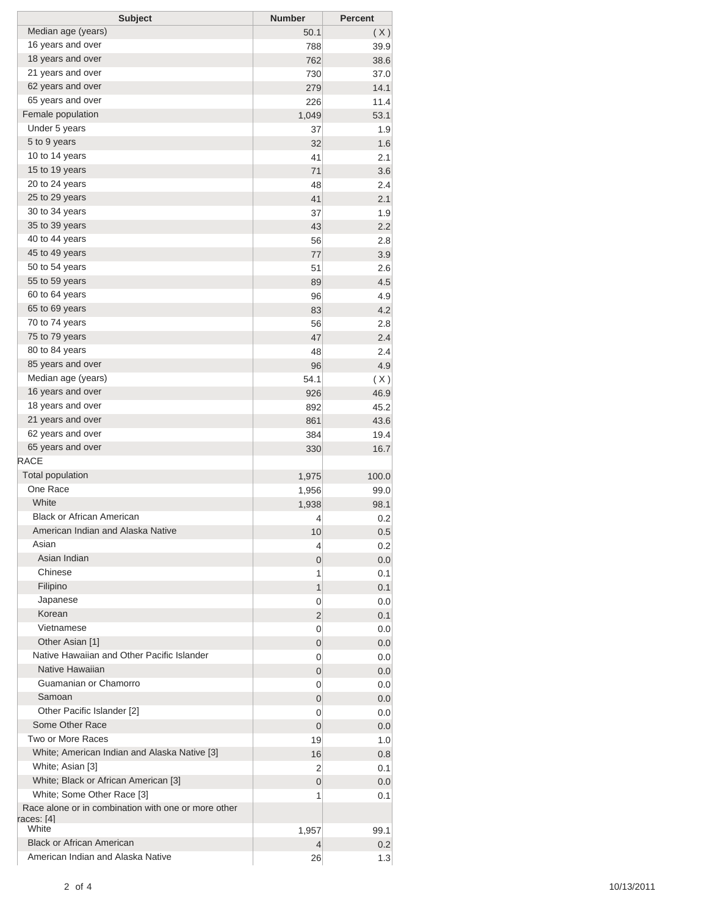| Subject | Number | Percent |
|---|---|---|
| Median age (years) | 50.1 | ( X ) |
| 16 years and over | 788 | 39.9 |
| 18 years and over | 762 | 38.6 |
| 21 years and over | 730 | 37.0 |
| 62 years and over | 279 | 14.1 |
| 65 years and over | 226 | 11.4 |
| Female population | 1,049 | 53.1 |
| Under 5 years | 37 | 1.9 |
| 5 to 9 years | 32 | 1.6 |
| 10 to 14 years | 41 | 2.1 |
| 15 to 19 years | 71 | 3.6 |
| 20 to 24 years | 48 | 2.4 |
| 25 to 29 years | 41 | 2.1 |
| 30 to 34 years | 37 | 1.9 |
| 35 to 39 years | 43 | 2.2 |
| 40 to 44 years | 56 | 2.8 |
| 45 to 49 years | 77 | 3.9 |
| 50 to 54 years | 51 | 2.6 |
| 55 to 59 years | 89 | 4.5 |
| 60 to 64 years | 96 | 4.9 |
| 65 to 69 years | 83 | 4.2 |
| 70 to 74 years | 56 | 2.8 |
| 75 to 79 years | 47 | 2.4 |
| 80 to 84 years | 48 | 2.4 |
| 85 years and over | 96 | 4.9 |
| Median age (years) | 54.1 | ( X ) |
| 16 years and over | 926 | 46.9 |
| 18 years and over | 892 | 45.2 |
| 21 years and over | 861 | 43.6 |
| 62 years and over | 384 | 19.4 |
| 65 years and over | 330 | 16.7 |
| RACE | | |
| Total population | 1,975 | 100.0 |
| One Race | 1,956 | 99.0 |
| White | 1,938 | 98.1 |
| Black or African American | 4 | 0.2 |
| American Indian and Alaska Native | 10 | 0.5 |
| Asian | 4 | 0.2 |
| Asian Indian | 0 | 0.0 |
| Chinese | 1 | 0.1 |
| Filipino | 1 | 0.1 |
| Japanese | 0 | 0.0 |
| Korean | 2 | 0.1 |
| Vietnamese | 0 | 0.0 |
| Other Asian [1] | 0 | 0.0 |
| Native Hawaiian and Other Pacific Islander | 0 | 0.0 |
| Native Hawaiian | 0 | 0.0 |
| Guamanian or Chamorro | 0 | 0.0 |
| Samoan | 0 | 0.0 |
| Other Pacific Islander [2] | 0 | 0.0 |
| Some Other Race | 0 | 0.0 |
| Two or More Races | 19 | 1.0 |
| White; American Indian and Alaska Native [3] | 16 | 0.8 |
| White; Asian [3] | 2 | 0.1 |
| White; Black or African American [3] | 0 | 0.0 |
| White; Some Other Race [3] | 1 | 0.1 |
| Race alone or in combination with one or more other races: [4] | | |
| White | 1,957 | 99.1 |
| Black or African American | 4 | 0.2 |
| American Indian and Alaska Native | 26 | 1.3 |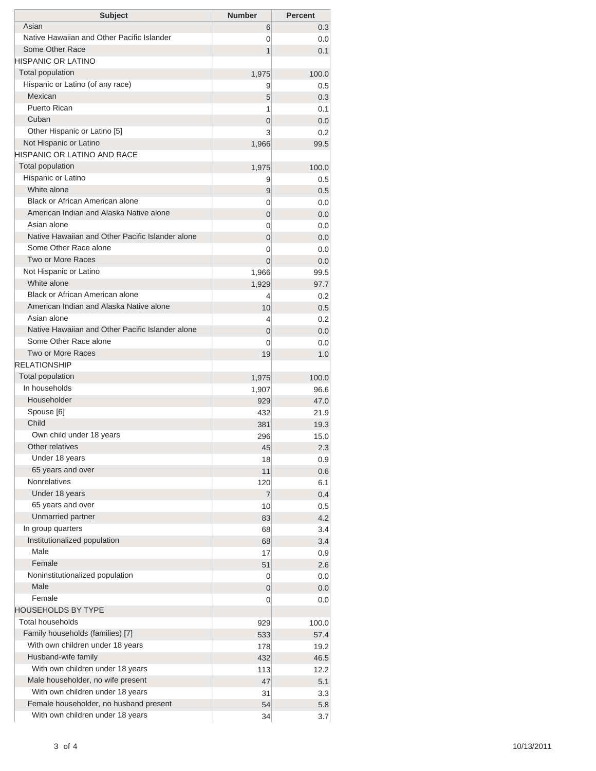| Subject | Number | Percent |
|---|---|---|
| Asian | 6 | 0.3 |
| Native Hawaiian and Other Pacific Islander | 0 | 0.0 |
| Some Other Race | 1 | 0.1 |
| HISPANIC OR LATINO | | |
| Total population | 1,975 | 100.0 |
| Hispanic or Latino (of any race) | 9 | 0.5 |
| Mexican | 5 | 0.3 |
| Puerto Rican | 1 | 0.1 |
| Cuban | 0 | 0.0 |
| Other Hispanic or Latino [5] | 3 | 0.2 |
| Not Hispanic or Latino | 1,966 | 99.5 |
| HISPANIC OR LATINO AND RACE | | |
| Total population | 1,975 | 100.0 |
| Hispanic or Latino | 9 | 0.5 |
| White alone | 9 | 0.5 |
| Black or African American alone | 0 | 0.0 |
| American Indian and Alaska Native alone | 0 | 0.0 |
| Asian alone | 0 | 0.0 |
| Native Hawaiian and Other Pacific Islander alone | 0 | 0.0 |
| Some Other Race alone | 0 | 0.0 |
| Two or More Races | 0 | 0.0 |
| Not Hispanic or Latino | 1,966 | 99.5 |
| White alone | 1,929 | 97.7 |
| Black or African American alone | 4 | 0.2 |
| American Indian and Alaska Native alone | 10 | 0.5 |
| Asian alone | 4 | 0.2 |
| Native Hawaiian and Other Pacific Islander alone | 0 | 0.0 |
| Some Other Race alone | 0 | 0.0 |
| Two or More Races | 19 | 1.0 |
| RELATIONSHIP | | |
| Total population | 1,975 | 100.0 |
| In households | 1,907 | 96.6 |
| Householder | 929 | 47.0 |
| Spouse [6] | 432 | 21.9 |
| Child | 381 | 19.3 |
| Own child under 18 years | 296 | 15.0 |
| Other relatives | 45 | 2.3 |
| Under 18 years | 18 | 0.9 |
| 65 years and over | 11 | 0.6 |
| Nonrelatives | 120 | 6.1 |
| Under 18 years | 7 | 0.4 |
| 65 years and over | 10 | 0.5 |
| Unmarried partner | 83 | 4.2 |
| In group quarters | 68 | 3.4 |
| Institutionalized population | 68 | 3.4 |
| Male | 17 | 0.9 |
| Female | 51 | 2.6 |
| Noninstitutionalized population | 0 | 0.0 |
| Male | 0 | 0.0 |
| Female | 0 | 0.0 |
| HOUSEHOLDS BY TYPE | | |
| Total households | 929 | 100.0 |
| Family households (families) [7] | 533 | 57.4 |
| With own children under 18 years | 178 | 19.2 |
| Husband-wife family | 432 | 46.5 |
| With own children under 18 years | 113 | 12.2 |
| Male householder, no wife present | 47 | 5.1 |
| With own children under 18 years | 31 | 3.3 |
| Female householder, no husband present | 54 | 5.8 |
| With own children under 18 years | 34 | 3.7 |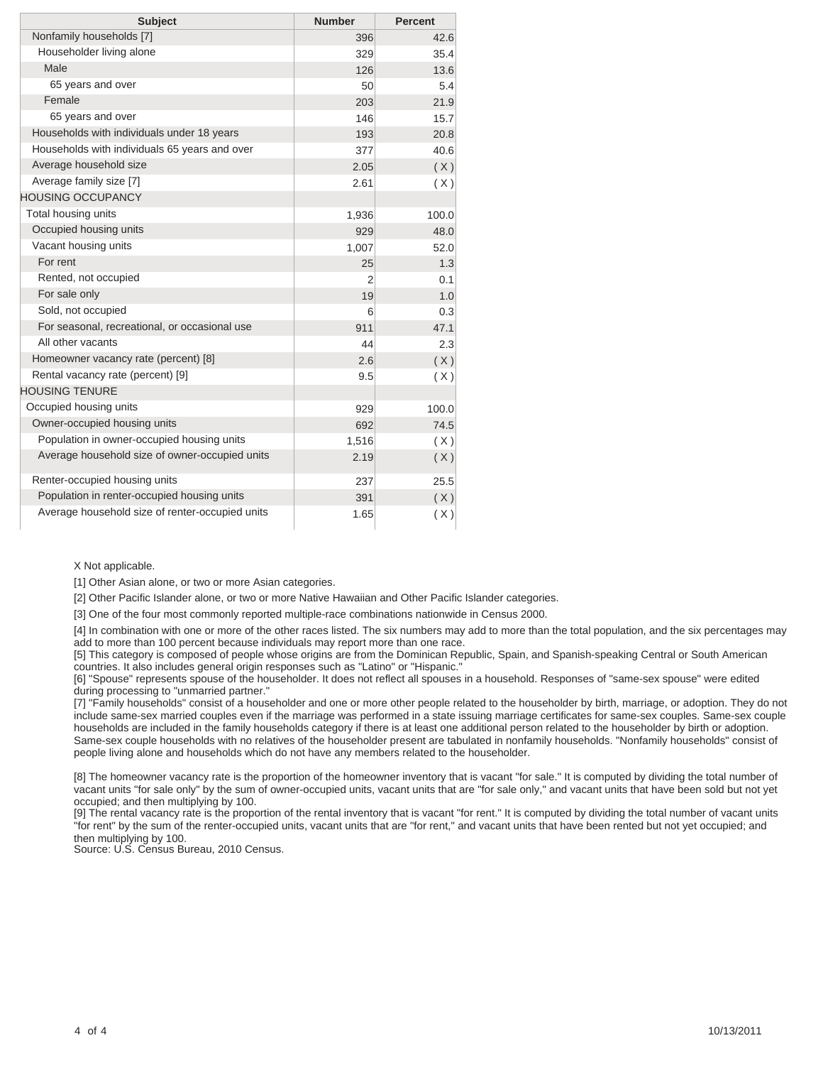| Subject | Number | Percent |
|---|---|---|
| Nonfamily households [7] | 396 | 42.6 |
| Householder living alone | 329 | 35.4 |
| Male | 126 | 13.6 |
| 65 years and over | 50 | 5.4 |
| Female | 203 | 21.9 |
| 65 years and over | 146 | 15.7 |
| Households with individuals under 18 years | 193 | 20.8 |
| Households with individuals 65 years and over | 377 | 40.6 |
| Average household size | 2.05 | ( X ) |
| Average family size [7] | 2.61 | ( X ) |
| HOUSING OCCUPANCY | | |
| Total housing units | 1,936 | 100.0 |
| Occupied housing units | 929 | 48.0 |
| Vacant housing units | 1,007 | 52.0 |
| For rent | 25 | 1.3 |
| Rented, not occupied | 2 | 0.1 |
| For sale only | 19 | 1.0 |
| Sold, not occupied | 6 | 0.3 |
| For seasonal, recreational, or occasional use | 911 | 47.1 |
| All other vacants | 44 | 2.3 |
| Homeowner vacancy rate (percent) [8] | 2.6 | ( X ) |
| Rental vacancy rate (percent) [9] | 9.5 | ( X ) |
| HOUSING TENURE | | |
| Occupied housing units | 929 | 100.0 |
| Owner-occupied housing units | 692 | 74.5 |
| Population in owner-occupied housing units | 1,516 | ( X ) |
| Average household size of owner-occupied units | 2.19 | ( X ) |
| Renter-occupied housing units | 237 | 25.5 |
| Population in renter-occupied housing units | 391 | ( X ) |
| Average household size of renter-occupied units | 1.65 | ( X ) |

X Not applicable.

[1] Other Asian alone, or two or more Asian categories.

[2] Other Pacific Islander alone, or two or more Native Hawaiian and Other Pacific Islander categories.

[3] One of the four most commonly reported multiple-race combinations nationwide in Census 2000.

[4] In combination with one or more of the other races listed. The six numbers may add to more than the total population, and the six percentages may add to more than 100 percent because individuals may report more than one race.

[5] This category is composed of people whose origins are from the Dominican Republic, Spain, and Spanish-speaking Central or South American countries. It also includes general origin responses such as "Latino" or "Hispanic."

[6] "Spouse" represents spouse of the householder. It does not reflect all spouses in a household. Responses of "same-sex spouse" were edited during processing to "unmarried partner."

[7] "Family households" consist of a householder and one or more other people related to the householder by birth, marriage, or adoption. They do not include same-sex married couples even if the marriage was performed in a state issuing marriage certificates for same-sex couples. Same-sex couple households are included in the family households category if there is at least one additional person related to the householder by birth or adoption. Same-sex couple households with no relatives of the householder present are tabulated in nonfamily households. "Nonfamily households" consist of people living alone and households which do not have any members related to the householder.

[8] The homeowner vacancy rate is the proportion of the homeowner inventory that is vacant "for sale." It is computed by dividing the total number of vacant units "for sale only" by the sum of owner-occupied units, vacant units that are "for sale only," and vacant units that have been sold but not yet occupied; and then multiplying by 100.

[9] The rental vacancy rate is the proportion of the rental inventory that is vacant "for rent." It is computed by dividing the total number of vacant units "for rent" by the sum of the renter-occupied units, vacant units that are "for rent," and vacant units that have been rented but not yet occupied; and then multiplying by 100.

Source: U.S. Census Bureau, 2010 Census.